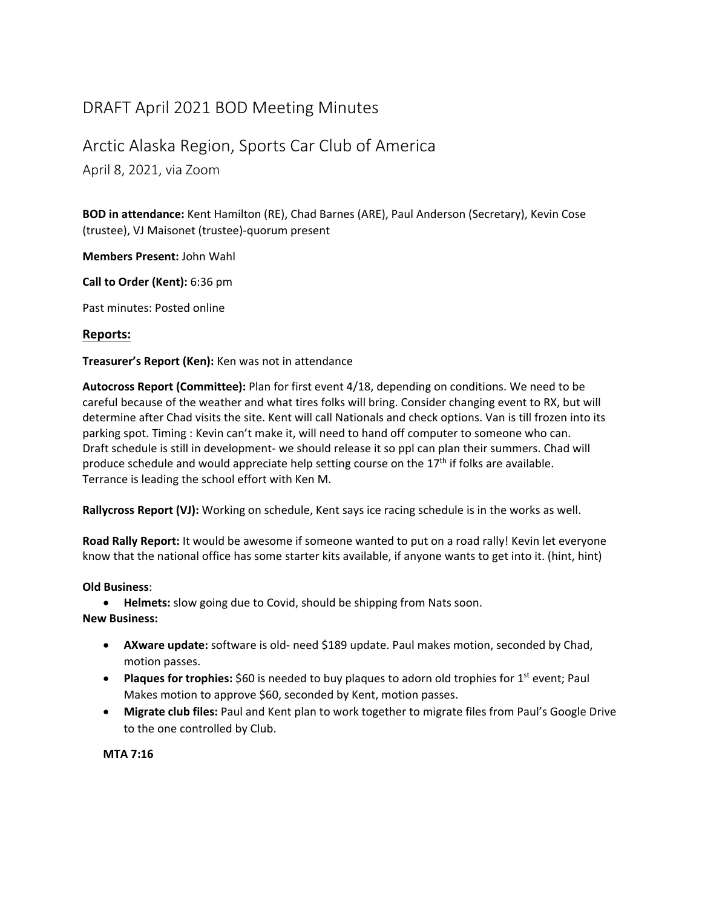# DRAFT April 2021 BOD Meeting Minutes

## Arctic Alaska Region, Sports Car Club of America

### April 8, 2021, via Zoom

**BOD in attendance:** Kent Hamilton (RE), Chad Barnes (ARE), Paul Anderson (Secretary), Kevin Cose (trustee), VJ Maisonet (trustee)-quorum present

**Members Present:** John Wahl

**Call to Order (Kent):** 6:36 pm

Past minutes: Posted online

## Reports:

**Treasurer's Report (Ken):** Ken was not in attendance

**Autocross Report (Committee):** Plan for first event 4/18, depending on conditions. We need to be careful because of the weather and what tires folks will bring. Consider changing event to RX, but will determine after Chad visits the site. Kent will call Nationals and check options. Van is till frozen into its parking spot. Timing : Kevin can't make it, will need to hand off computer to someone who can. Draft schedule is still in development- we should release it so ppl can plan their summers. Chad will produce schedule and would appreciate help setting course on the 17th if folks are available. Terrance is leading the school effort with Ken M.

**Rallycross Report (VJ):** Working on schedule, Kent says ice racing schedule is in the works as well.

**Road Rally Report:** It would be awesome if someone wanted to put on a road rally! Kevin let everyone know that the national office has some starter kits available, if anyone wants to get into it. (hint, hint)

**Old Business**:

- **Helmets:** slow going due to Covid, should be shipping from Nats soon.

**New Business:**

- **AXware update:** software is old- need $189 update. Paul makes motion, seconded by Chad, motion passes.
- **Plaques for trophies:** $60 is needed to buy plaques to adorn old trophies for 1st event; Paul Makes motion to approve $60, seconded by Kent, motion passes.
- **Migrate club files:** Paul and Kent plan to work together to migrate files from Paul's Google Drive to the one controlled by Club.

**MTA 7:16**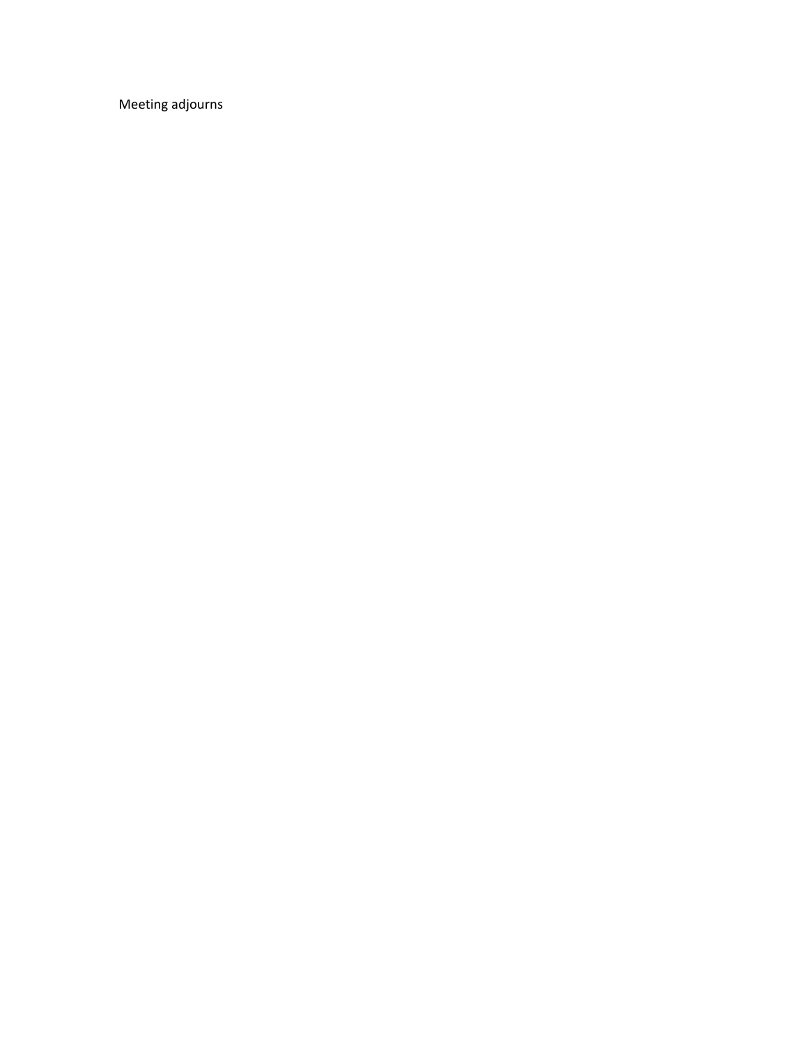Meeting adjourns